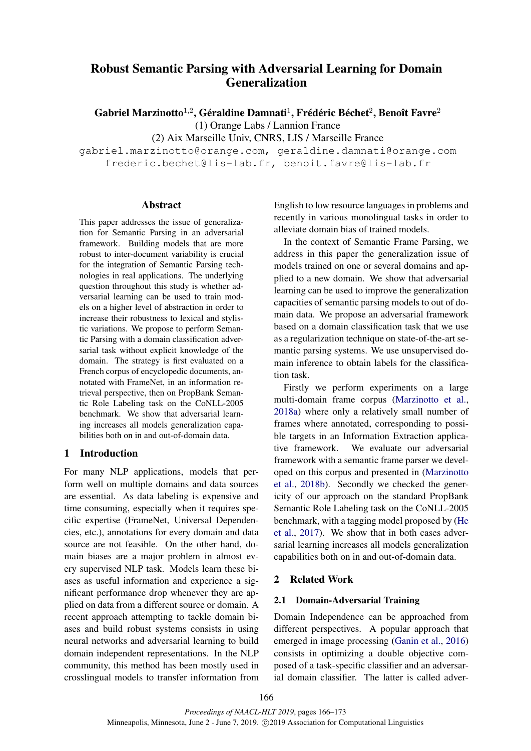# Robust Semantic Parsing with Adversarial Learning for Domain Generalization

**Gabriel Marzinotto**[1,2], **Géraldine Damnati**[1], **Frédéric Béchet**[2], **Benoît Favre**[2]

(1) Orange Labs / Lannion France

(2) Aix Marseille Univ, CNRS, LIS / Marseille France

gabriel.marzinotto@orange.com, geraldine.damnati@orange.com
frederic.bechet@lis-lab.fr, benoit.favre@lis-lab.fr

## Abstract

This paper addresses the issue of generalization for Semantic Parsing in an adversarial framework. Building models that are more robust to inter-document variability is crucial for the integration of Semantic Parsing technologies in real applications. The underlying question throughout this study is whether adversarial learning can be used to train models on a higher level of abstraction in order to increase their robustness to lexical and stylistic variations. We propose to perform Semantic Parsing with a domain classification adversarial task without explicit knowledge of the domain. The strategy is first evaluated on a French corpus of encyclopedic documents, annotated with FrameNet, in an information retrieval perspective, then on PropBank Semantic Role Labeling task on the CoNLL-2005 benchmark. We show that adversarial learning increases all models generalization capabilities both on in and out-of-domain data.

## 1 Introduction

For many NLP applications, models that perform well on multiple domains and data sources are essential. As data labeling is expensive and time consuming, especially when it requires specific expertise (FrameNet, Universal Dependencies, etc.), annotations for every domain and data source are not feasible. On the other hand, domain biases are a major problem in almost every supervised NLP task. Models learn these biases as useful information and experience a significant performance drop whenever they are applied on data from a different source or domain. A recent approach attempting to tackle domain biases and build robust systems consists in using neural networks and adversarial learning to build domain independent representations. In the NLP community, this method has been mostly used in crosslingual models to transfer information from English to low resource languages in problems and recently in various monolingual tasks in order to alleviate domain bias of trained models.

In the context of Semantic Frame Parsing, we address in this paper the generalization issue of models trained on one or several domains and applied to a new domain. We show that adversarial learning can be used to improve the generalization capacities of semantic parsing models to out of domain data. We propose an adversarial framework based on a domain classification task that we use as a regularization technique on state-of-the-art semantic parsing systems. We use unsupervised domain inference to obtain labels for the classification task.

Firstly we perform experiments on a large multi-domain frame corpus (Marzinotto et al., 2018a) where only a relatively small number of frames where annotated, corresponding to possible targets in an Information Extraction applicative framework. We evaluate our adversarial framework with a semantic frame parser we developed on this corpus and presented in (Marzinotto et al., 2018b). Secondly we checked the genericity of our approach on the standard PropBank Semantic Role Labeling task on the CoNLL-2005 benchmark, with a tagging model proposed by (He et al., 2017). We show that in both cases adversarial learning increases all models generalization capabilities both on in and out-of-domain data.

## 2 Related Work

### 2.1 Domain-Adversarial Training

Domain Independence can be approached from different perspectives. A popular approach that emerged in image processing (Ganin et al., 2016) consists in optimizing a double objective composed of a task-specific classifier and an adversarial domain classifier. The latter is called adver-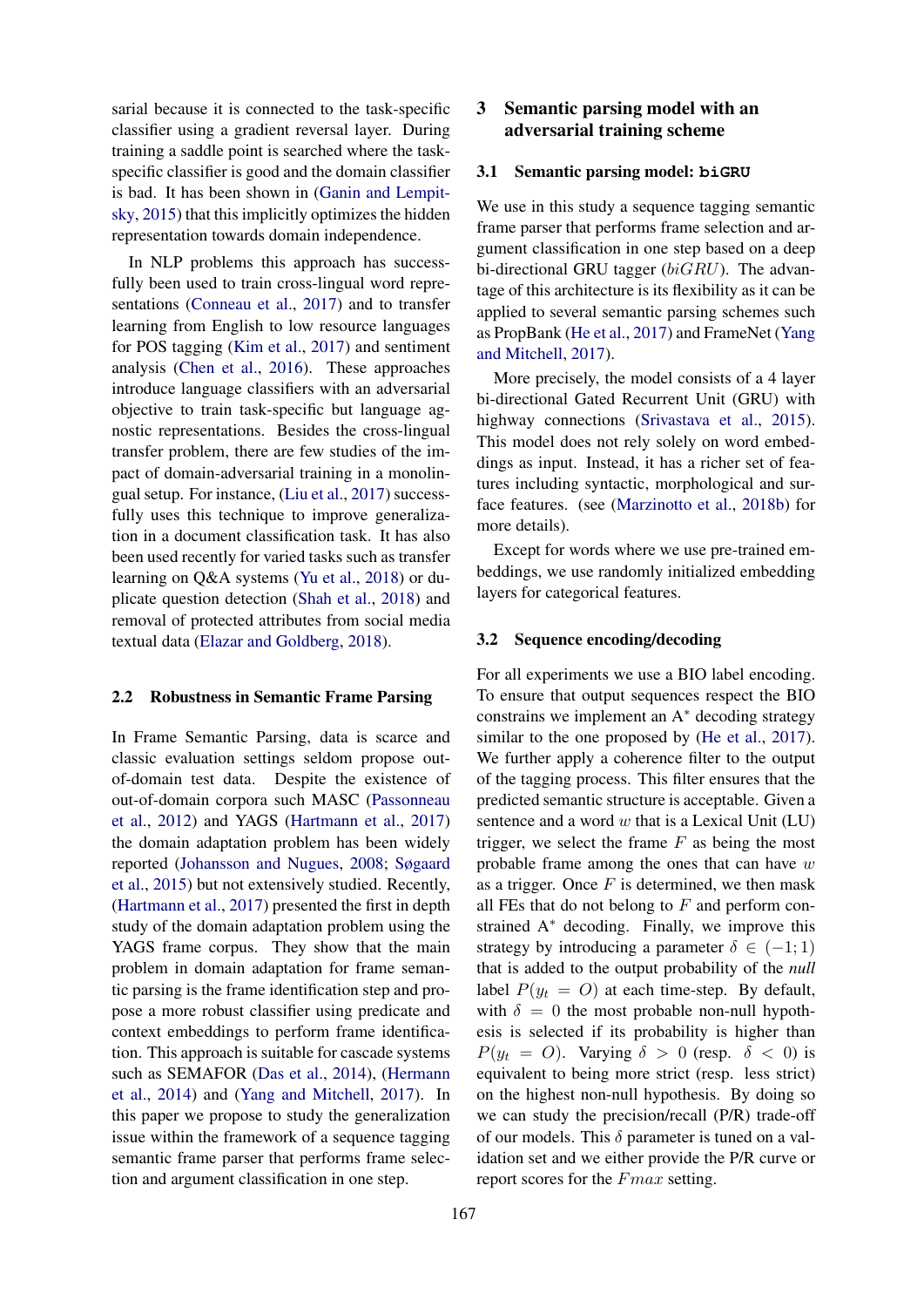sarial because it is connected to the task-specific classifier using a gradient reversal layer. During training a saddle point is searched where the task-specific classifier is good and the domain classifier is bad. It has been shown in (Ganin and Lempitsky, 2015) that this implicitly optimizes the hidden representation towards domain independence.

In NLP problems this approach has successfully been used to train cross-lingual word representations (Conneau et al., 2017) and to transfer learning from English to low resource languages for POS tagging (Kim et al., 2017) and sentiment analysis (Chen et al., 2016). These approaches introduce language classifiers with an adversarial objective to train task-specific but language agnostic representations. Besides the cross-lingual transfer problem, there are few studies of the impact of domain-adversarial training in a monolingual setup. For instance, (Liu et al., 2017) successfully uses this technique to improve generalization in a document classification task. It has also been used recently for varied tasks such as transfer learning on Q&A systems (Yu et al., 2018) or duplicate question detection (Shah et al., 2018) and removal of protected attributes from social media textual data (Elazar and Goldberg, 2018).

### 2.2 Robustness in Semantic Frame Parsing

In Frame Semantic Parsing, data is scarce and classic evaluation settings seldom propose out-of-domain test data. Despite the existence of out-of-domain corpora such MASC (Passonneau et al., 2012) and YAGS (Hartmann et al., 2017) the domain adaptation problem has been widely reported (Johansson and Nugues, 2008; Søgaard et al., 2015) but not extensively studied. Recently, (Hartmann et al., 2017) presented the first in depth study of the domain adaptation problem using the YAGS frame corpus. They show that the main problem in domain adaptation for frame semantic parsing is the frame identification step and propose a more robust classifier using predicate and context embeddings to perform frame identification. This approach is suitable for cascade systems such as SEMAFOR (Das et al., 2014), (Hermann et al., 2014) and (Yang and Mitchell, 2017). In this paper we propose to study the generalization issue within the framework of a sequence tagging semantic frame parser that performs frame selection and argument classification in one step.

## 3 Semantic parsing model with an adversarial training scheme

### 3.1 Semantic parsing model: **biGRU**

We use in this study a sequence tagging semantic frame parser that performs frame selection and argument classification in one step based on a deep bi-directional GRU tagger ($biGRU$). The advantage of this architecture is its flexibility as it can be applied to several semantic parsing schemes such as PropBank (He et al., 2017) and FrameNet (Yang and Mitchell, 2017).

More precisely, the model consists of a 4 layer bi-directional Gated Recurrent Unit (GRU) with highway connections (Srivastava et al., 2015). This model does not rely solely on word embeddings as input. Instead, it has a richer set of features including syntactic, morphological and surface features. (see (Marzinotto et al., 2018b) for more details).

Except for words where we use pre-trained embeddings, we use randomly initialized embedding layers for categorical features.

### 3.2 Sequence encoding/decoding

For all experiments we use a BIO label encoding. To ensure that output sequences respect the BIO constrains we implement an A* decoding strategy similar to the one proposed by (He et al., 2017). We further apply a coherence filter to the output of the tagging process. This filter ensures that the predicted semantic structure is acceptable. Given a sentence and a word $w$ that is a Lexical Unit (LU) trigger, we select the frame $F$ as being the most probable frame among the ones that can have $w$ as a trigger. Once $F$ is determined, we then mask all FEs that do not belong to $F$ and perform constrained A* decoding. Finally, we improve this strategy by introducing a parameter $\delta \in (-1; 1)$ that is added to the output probability of the *null* label $P(y_t = O)$ at each time-step. By default, with $\delta = 0$ the most probable non-null hypothesis is selected if its probability is higher than $P(y_t = O)$. Varying $\delta > 0$ (resp. $\delta < 0$) is equivalent to being more strict (resp. less strict) on the highest non-null hypothesis. By doing so we can study the precision/recall (P/R) trade-off of our models. This $\delta$ parameter is tuned on a validation set and we either provide the P/R curve or report scores for the $Fmax$ setting.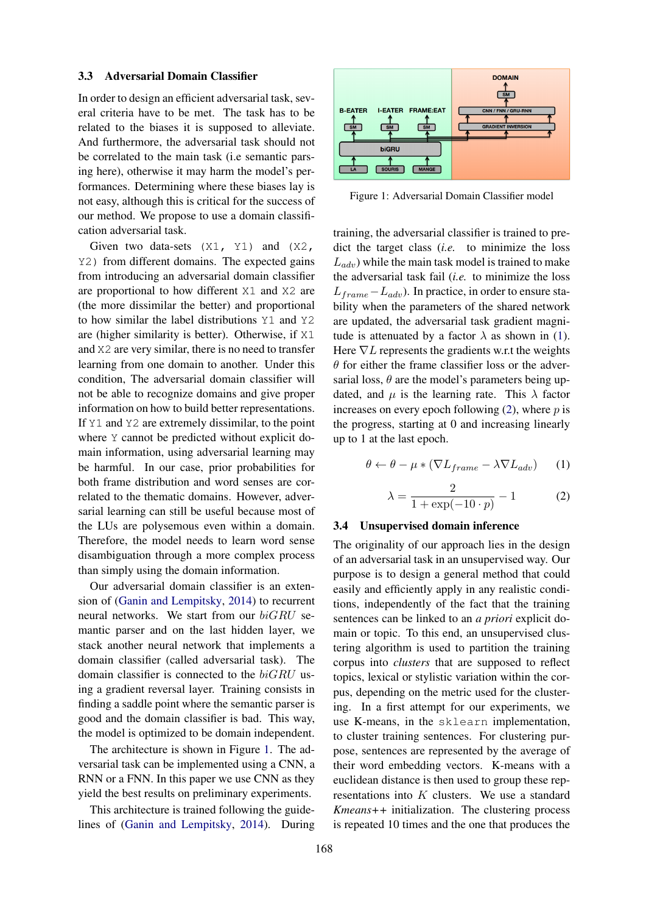### 3.3 Adversarial Domain Classifier

In order to design an efficient adversarial task, several criteria have to be met. The task has to be related to the biases it is supposed to alleviate. And furthermore, the adversarial task should not be correlated to the main task (i.e semantic parsing here), otherwise it may harm the model's performances. Determining where these biases lay is not easy, although this is critical for the success of our method. We propose to use a domain classification adversarial task.

Given two data-sets `(X1, Y1)` and `(X2, Y2)` from different domains. The expected gains from introducing an adversarial domain classifier are proportional to how different `X1` and `X2` are (the more dissimilar the better) and proportional to how similar the label distributions `Y1` and `Y2` are (higher similarity is better). Otherwise, if `X1` and `X2` are very similar, there is no need to transfer learning from one domain to another. Under this condition, The adversarial domain classifier will not be able to recognize domains and give proper information on how to build better representations. If `Y1` and `Y2` are extremely dissimilar, to the point where `Y` cannot be predicted without explicit domain information, using adversarial learning may be harmful. In our case, prior probabilities for both frame distribution and word senses are correlated to the thematic domains. However, adversarial learning can still be useful because most of the LUs are polysemous even within a domain. Therefore, the model needs to learn word sense disambiguation through a more complex process than simply using the domain information.

Our adversarial domain classifier is an extension of (Ganin and Lempitsky, 2014) to recurrent neural networks. We start from our *biGRU* semantic parser and on the last hidden layer, we stack another neural network that implements a domain classifier (called adversarial task). The domain classifier is connected to the *biGRU* using a gradient reversal layer. Training consists in finding a saddle point where the semantic parser is good and the domain classifier is bad. This way, the model is optimized to be domain independent.

The architecture is shown in Figure 1. The adversarial task can be implemented using a CNN, a RNN or a FNN. In this paper we use CNN as they yield the best results on preliminary experiments.

This architecture is trained following the guidelines of (Ganin and Lempitsky, 2014). During

Figure 1: Adversarial Domain Classifier model

training, the adversarial classifier is trained to predict the target class (*i.e.* to minimize the loss $L_{adv}$) while the main task model is trained to make the adversarial task fail (*i.e.* to minimize the loss $L_{frame} - L_{adv}$). In practice, in order to ensure stability when the parameters of the shared network are updated, the adversarial task gradient magnitude is attenuated by a factor $\lambda$ as shown in (1). Here $\nabla L$ represents the gradients w.r.t the weights $\theta$ for either the frame classifier loss or the adversarial loss, $\theta$ are the model's parameters being updated, and $\mu$ is the learning rate. This $\lambda$ factor increases on every epoch following (2), where $p$ is the progress, starting at 0 and increasing linearly up to 1 at the last epoch.

$$\theta \leftarrow \theta - \mu * (\nabla L_{frame} - \lambda \nabla L_{adv}) \qquad (1)$$

$$\lambda = \frac{2}{1 + \exp(-10 \cdot p)} - 1 \qquad (2)$$

### 3.4 Unsupervised domain inference

The originality of our approach lies in the design of an adversarial task in an unsupervised way. Our purpose is to design a general method that could easily and efficiently apply in any realistic conditions, independently of the fact that the training sentences can be linked to an *a priori* explicit domain or topic. To this end, an unsupervised clustering algorithm is used to partition the training corpus into *clusters* that are supposed to reflect topics, lexical or stylistic variation within the corpus, depending on the metric used for the clustering. In a first attempt for our experiments, we use K-means, in the `sklearn` implementation, to cluster training sentences. For clustering purpose, sentences are represented by the average of their word embedding vectors. K-means with a euclidean distance is then used to group these representations into $K$ clusters. We use a standard *Kmeans++* initialization. The clustering process is repeated 10 times and the one that produces the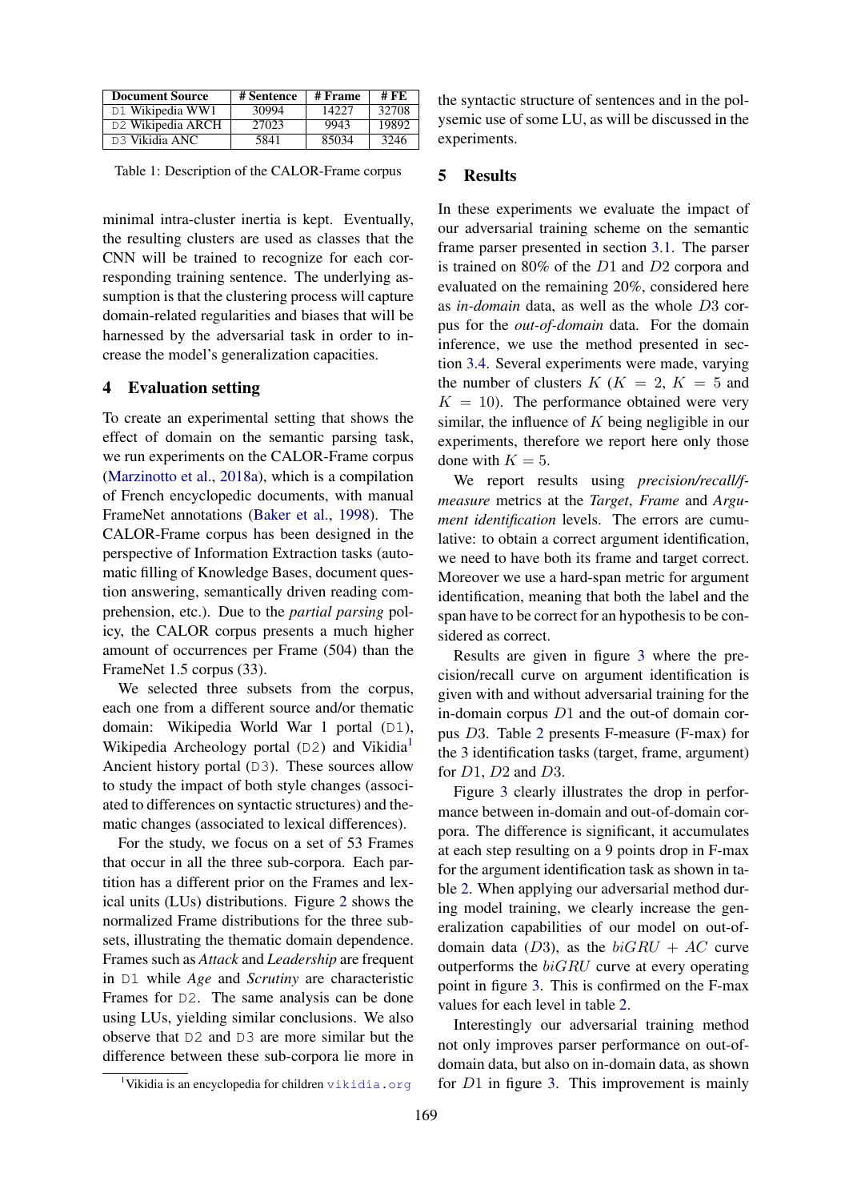| Document Source | # Sentence | # Frame | # FE |
|---|---|---|---|
| D1 Wikipedia WW1 | 30994 | 14227 | 32708 |
| D2 Wikipedia ARCH | 27023 | 9943 | 19892 |
| D3 Vikidia ANC | 5841 | 85034 | 3246 |

Table 1: Description of the CALOR-Frame corpus

minimal intra-cluster inertia is kept. Eventually, the resulting clusters are used as classes that the CNN will be trained to recognize for each corresponding training sentence. The underlying assumption is that the clustering process will capture domain-related regularities and biases that will be harnessed by the adversarial task in order to increase the model's generalization capacities.

## 4 Evaluation setting

To create an experimental setting that shows the effect of domain on the semantic parsing task, we run experiments on the CALOR-Frame corpus (Marzinotto et al., 2018a), which is a compilation of French encyclopedic documents, with manual FrameNet annotations (Baker et al., 1998). The CALOR-Frame corpus has been designed in the perspective of Information Extraction tasks (automatic filling of Knowledge Bases, document question answering, semantically driven reading comprehension, etc.). Due to the *partial parsing* policy, the CALOR corpus presents a much higher amount of occurrences per Frame (504) than the FrameNet 1.5 corpus (33).

We selected three subsets from the corpus, each one from a different source and/or thematic domain: Wikipedia World War 1 portal (D1), Wikipedia Archeology portal (D2) and Vikidia[1] Ancient history portal (D3). These sources allow to study the impact of both style changes (associated to differences on syntactic structures) and thematic changes (associated to lexical differences).

For the study, we focus on a set of 53 Frames that occur in all the three sub-corpora. Each partition has a different prior on the Frames and lexical units (LUs) distributions. Figure 2 shows the normalized Frame distributions for the three subsets, illustrating the thematic domain dependence. Frames such as *Attack* and *Leadership* are frequent in D1 while *Age* and *Scrutiny* are characteristic Frames for D2. The same analysis can be done using LUs, yielding similar conclusions. We also observe that D2 and D3 are more similar but the difference between these sub-corpora lie more in the syntactic structure of sentences and in the polysemic use of some LU, as will be discussed in the experiments.

[1] Vikidia is an encyclopedia for children vikidia.org

## 5 Results

In these experiments we evaluate the impact of our adversarial training scheme on the semantic frame parser presented in section 3.1. The parser is trained on 80% of the $D1$ and $D2$ corpora and evaluated on the remaining 20%, considered here as *in-domain* data, as well as the whole $D3$ corpus for the *out-of-domain* data. For the domain inference, we use the method presented in section 3.4. Several experiments were made, varying the number of clusters $K$ ($K = 2$, $K = 5$ and $K = 10$). The performance obtained were very similar, the influence of $K$ being negligible in our experiments, therefore we report here only those done with $K = 5$.

We report results using *precision/recall/f-measure* metrics at the *Target*, *Frame* and *Argument identification* levels. The errors are cumulative: to obtain a correct argument identification, we need to have both its frame and target correct. Moreover we use a hard-span metric for argument identification, meaning that both the label and the span have to be correct for an hypothesis to be considered as correct.

Results are given in figure 3 where the precision/recall curve on argument identification is given with and without adversarial training for the in-domain corpus $D1$ and the out-of domain corpus $D3$. Table 2 presents F-measure (F-max) for the 3 identification tasks (target, frame, argument) for $D1$, $D2$ and $D3$.

Figure 3 clearly illustrates the drop in performance between in-domain and out-of-domain corpora. The difference is significant, it accumulates at each step resulting on a 9 points drop in F-max for the argument identification task as shown in table 2. When applying our adversarial method during model training, we clearly increase the generalization capabilities of our model on out-of-domain data ($D3$), as the $biGRU + AC$ curve outperforms the $biGRU$ curve at every operating point in figure 3. This is confirmed on the F-max values for each level in table 2.

Interestingly our adversarial training method not only improves parser performance on out-of-domain data, but also on in-domain data, as shown for $D1$ in figure 3. This improvement is mainly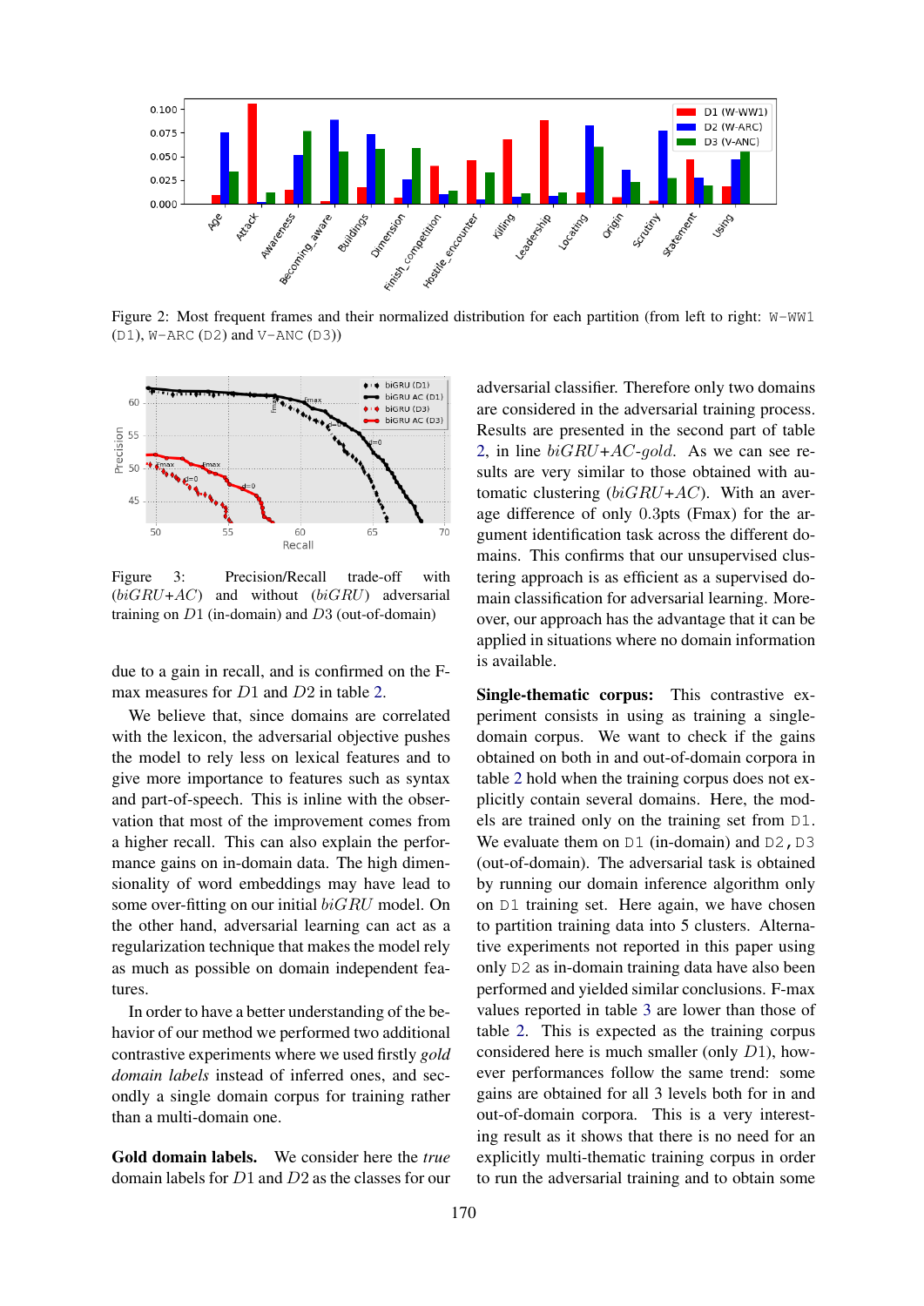Figure 2: Most frequent frames and their normalized distribution for each partition (from left to right: `W-WW1` (`D1`), `W-ARC` (`D2`) and `V-ANC` (`D3`))

Figure 3: Precision/Recall trade-off with ($biGRU{+}AC$) and without ($biGRU$) adversarial training on $D1$ (in-domain) and $D3$ (out-of-domain)

due to a gain in recall, and is confirmed on the F-max measures for $D1$ and $D2$ in table 2.

We believe that, since domains are correlated with the lexicon, the adversarial objective pushes the model to rely less on lexical features and to give more importance to features such as syntax and part-of-speech. This is inline with the observation that most of the improvement comes from a higher recall. This can also explain the performance gains on in-domain data. The high dimensionality of word embeddings may have lead to some over-fitting on our initial $biGRU$ model. On the other hand, adversarial learning can act as a regularization technique that makes the model rely as much as possible on domain independent features.

In order to have a better understanding of the behavior of our method we performed two additional contrastive experiments where we used firstly *gold domain labels* instead of inferred ones, and secondly a single domain corpus for training rather than a multi-domain one.

**Gold domain labels.** We consider here the *true* domain labels for $D1$ and $D2$ as the classes for our adversarial classifier. Therefore only two domains are considered in the adversarial training process. Results are presented in the second part of table 2, in line $biGRU{+}AC{-}gold$. As we can see results are very similar to those obtained with automatic clustering ($biGRU{+}AC$). With an average difference of only 0.3pts (Fmax) for the argument identification task across the different domains. This confirms that our unsupervised clustering approach is as efficient as a supervised domain classification for adversarial learning. Moreover, our approach has the advantage that it can be applied in situations where no domain information is available.

**Single-thematic corpus:** This contrastive experiment consists in using as training a single-domain corpus. We want to check if the gains obtained on both in and out-of-domain corpora in table 2 hold when the training corpus does not explicitly contain several domains. Here, the models are trained only on the training set from `D1`. We evaluate them on `D1` (in-domain) and `D2,D3` (out-of-domain). The adversarial task is obtained by running our domain inference algorithm only on `D1` training set. Here again, we have chosen to partition training data into 5 clusters. Alternative experiments not reported in this paper using only `D2` as in-domain training data have also been performed and yielded similar conclusions. F-max values reported in table 3 are lower than those of table 2. This is expected as the training corpus considered here is much smaller (only $D1$), however performances follow the same trend: some gains are obtained for all 3 levels both for in and out-of-domain corpora. This is a very interesting result as it shows that there is no need for an explicitly multi-thematic training corpus in order to run the adversarial training and to obtain some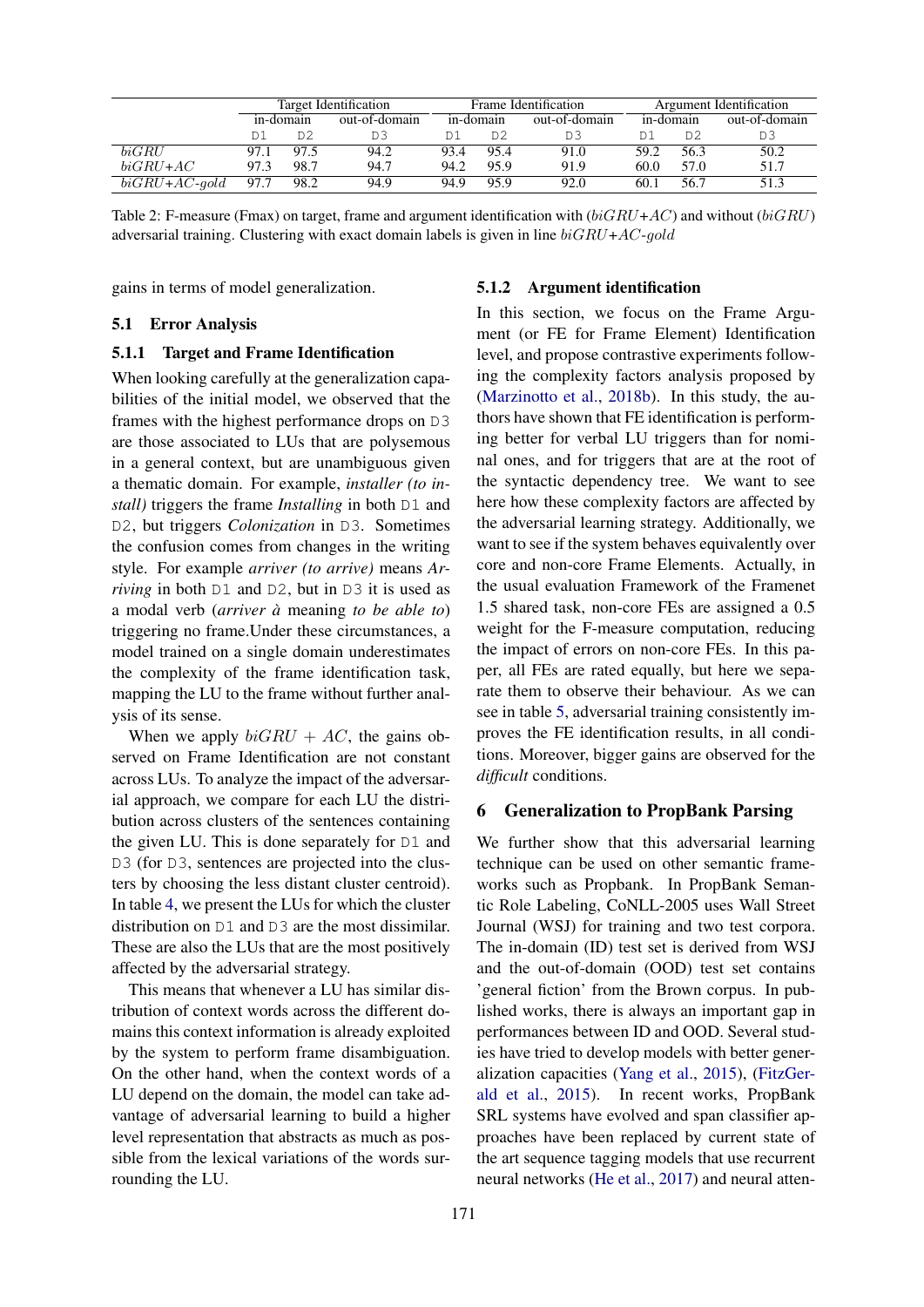| | Target Identification | | | Frame Identification | | | Argument Identification | | |
|---|---|---|---|---|---|---|---|---|---|
| | in-domain | | out-of-domain | in-domain | | out-of-domain | in-domain | | out-of-domain |
| | D1 | D2 | D3 | D1 | D2 | D3 | D1 | D2 | D3 |
| *biGRU* | 97.1 | 97.5 | 94.2 | 93.4 | 95.4 | 91.0 | 59.2 | 56.3 | 50.2 |
| *biGRU+AC* | 97.3 | 98.7 | 94.7 | 94.2 | 95.9 | 91.9 | 60.0 | 57.0 | 51.7 |
| *biGRU+AC-gold* | 97.7 | 98.2 | 94.9 | 94.9 | 95.9 | 92.0 | 60.1 | 56.7 | 51.3 |

Table 2: F-measure (Fmax) on target, frame and argument identification with (*biGRU+AC*) and without (*biGRU*) adversarial training. Clustering with exact domain labels is given in line *biGRU+AC-gold*

gains in terms of model generalization.

## 5.1 Error Analysis

### 5.1.1 Target and Frame Identification

When looking carefully at the generalization capabilities of the initial model, we observed that the frames with the highest performance drops on D3 are those associated to LUs that are polysemous in a general context, but are unambiguous given a thematic domain. For example, *installer (to install)* triggers the frame *Installing* in both D1 and D2, but triggers *Colonization* in D3. Sometimes the confusion comes from changes in the writing style. For example *arriver (to arrive)* means *Arriving* in both D1 and D2, but in D3 it is used as a modal verb (*arriver à* meaning *to be able to*) triggering no frame.Under these circumstances, a model trained on a single domain underestimates the complexity of the frame identification task, mapping the LU to the frame without further analysis of its sense.

When we apply $biGRU + AC$, the gains observed on Frame Identification are not constant across LUs. To analyze the impact of the adversarial approach, we compare for each LU the distribution across clusters of the sentences containing the given LU. This is done separately for D1 and D3 (for D3, sentences are projected into the clusters by choosing the less distant cluster centroid). In table 4, we present the LUs for which the cluster distribution on D1 and D3 are the most dissimilar. These are also the LUs that are the most positively affected by the adversarial strategy.

This means that whenever a LU has similar distribution of context words across the different domains this context information is already exploited by the system to perform frame disambiguation. On the other hand, when the context words of a LU depend on the domain, the model can take advantage of adversarial learning to build a higher level representation that abstracts as much as possible from the lexical variations of the words surrounding the LU.

### 5.1.2 Argument identification

In this section, we focus on the Frame Argument (or FE for Frame Element) Identification level, and propose contrastive experiments following the complexity factors analysis proposed by (Marzinotto et al., 2018b). In this study, the authors have shown that FE identification is performing better for verbal LU triggers than for nominal ones, and for triggers that are at the root of the syntactic dependency tree. We want to see here how these complexity factors are affected by the adversarial learning strategy. Additionally, we want to see if the system behaves equivalently over core and non-core Frame Elements. Actually, in the usual evaluation Framework of the Framenet 1.5 shared task, non-core FEs are assigned a 0.5 weight for the F-measure computation, reducing the impact of errors on non-core FEs. In this paper, all FEs are rated equally, but here we separate them to observe their behaviour. As we can see in table 5, adversarial training consistently improves the FE identification results, in all conditions. Moreover, bigger gains are observed for the *difficult* conditions.

# 6 Generalization to PropBank Parsing

We further show that this adversarial learning technique can be used on other semantic frameworks such as Propbank. In PropBank Semantic Role Labeling, CoNLL-2005 uses Wall Street Journal (WSJ) for training and two test corpora. The in-domain (ID) test set is derived from WSJ and the out-of-domain (OOD) test set contains 'general fiction' from the Brown corpus. In published works, there is always an important gap in performances between ID and OOD. Several studies have tried to develop models with better generalization capacities (Yang et al., 2015), (FitzGerald et al., 2015). In recent works, PropBank SRL systems have evolved and span classifier approaches have been replaced by current state of the art sequence tagging models that use recurrent neural networks (He et al., 2017) and neural atten-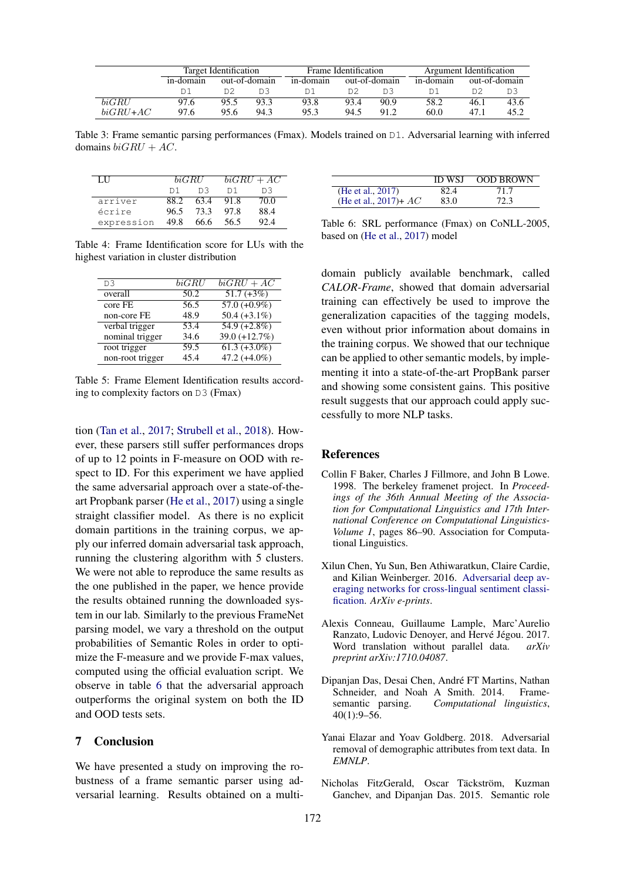| | Target Identification | | | Frame Identification | | | Argument Identification | | |
|---|---|---|---|---|---|---|---|---|---|
| | in-domain | out-of-domain | | in-domain | out-of-domain | | in-domain | out-of-domain | |
| | D1 | D2 | D3 | D1 | D2 | D3 | D1 | D2 | D3 |
| *biGRU* | 97.6 | 95.5 | 93.3 | 93.8 | 93.4 | 90.9 | 58.2 | 46.1 | 43.6 |
| *biGRU+AC* | 97.6 | 95.6 | 94.3 | 95.3 | 94.5 | 91.2 | 60.0 | 47.1 | 45.2 |

Table 3: Frame semantic parsing performances (Fmax). Models trained on D1. Adversarial learning with inferred domains $biGRU + AC$.

| LU | *biGRU* | | $biGRU + AC$ | |
|---|---|---|---|---|
| | D1 | D3 | D1 | D3 |
| arriver | 88.2 | 63.4 | 91.8 | 70.0 |
| écrire | 96.5 | 73.3 | 97.8 | 88.4 |
| expression | 49.8 | 66.6 | 56.5 | 92.4 |

Table 4: Frame Identification score for LUs with the highest variation in cluster distribution

| D3 | *biGRU* | $biGRU + AC$ |
|---|---|---|
| overall | 50.2 | 51.7 (+3%) |
| core FE | 56.5 | 57.0 (+0.9%) |
| non-core FE | 48.9 | 50.4 (+3.1%) |
| verbal trigger | 53.4 | 54.9 (+2.8%) |
| nominal trigger | 34.6 | 39.0 (+12.7%) |
| root trigger | 59.5 | 61.3 (+3.0%) |
| non-root trigger | 45.4 | 47.2 (+4.0%) |

Table 5: Frame Element Identification results according to complexity factors on D3 (Fmax)

tion (Tan et al., 2017; Strubell et al., 2018). However, these parsers still suffer performances drops of up to 12 points in F-measure on OOD with respect to ID. For this experiment we have applied the same adversarial approach over a state-of-the-art Propbank parser (He et al., 2017) using a single straight classifier model. As there is no explicit domain partitions in the training corpus, we apply our inferred domain adversarial task approach, running the clustering algorithm with 5 clusters. We were not able to reproduce the same results as the one published in the paper, we hence provide the results obtained running the downloaded system in our lab. Similarly to the previous FrameNet parsing model, we vary a threshold on the output probabilities of Semantic Roles in order to optimize the F-measure and we provide F-max values, computed using the official evaluation script. We observe in table 6 that the adversarial approach outperforms the original system on both the ID and OOD tests sets.

| | ID WSJ | OOD BROWN |
|---|---|---|
| (He et al., 2017) | 82.4 | 71.7 |
| (He et al., 2017)+ $AC$ | 83.0 | 72.3 |

Table 6: SRL performance (Fmax) on CoNLL-2005, based on (He et al., 2017) model

## 7 Conclusion

We have presented a study on improving the robustness of a frame semantic parser using adversarial learning. Results obtained on a multi-domain publicly available benchmark, called *CALOR-Frame*, showed that domain adversarial training can effectively be used to improve the generalization capacities of the tagging models, even without prior information about domains in the training corpus. We showed that our technique can be applied to other semantic models, by implementing it into a state-of-the-art PropBank parser and showing some consistent gains. This positive result suggests that our approach could apply successfully to more NLP tasks.

## References

Collin F Baker, Charles J Fillmore, and John B Lowe. 1998. The berkeley framenet project. In *Proceedings of the 36th Annual Meeting of the Association for Computational Linguistics and 17th International Conference on Computational Linguistics-Volume 1*, pages 86–90. Association for Computational Linguistics.

Xilun Chen, Yu Sun, Ben Athiwaratkun, Claire Cardie, and Kilian Weinberger. 2016. Adversarial deep averaging networks for cross-lingual sentiment classification. *ArXiv e-prints*.

Alexis Conneau, Guillaume Lample, Marc'Aurelio Ranzato, Ludovic Denoyer, and Hervé Jégou. 2017. Word translation without parallel data. *arXiv preprint arXiv:1710.04087*.

Dipanjan Das, Desai Chen, André FT Martins, Nathan Schneider, and Noah A Smith. 2014. Frame-semantic parsing. *Computational linguistics*, 40(1):9–56.

Yanai Elazar and Yoav Goldberg. 2018. Adversarial removal of demographic attributes from text data. In *EMNLP*.

Nicholas FitzGerald, Oscar Täckström, Kuzman Ganchev, and Dipanjan Das. 2015. Semantic role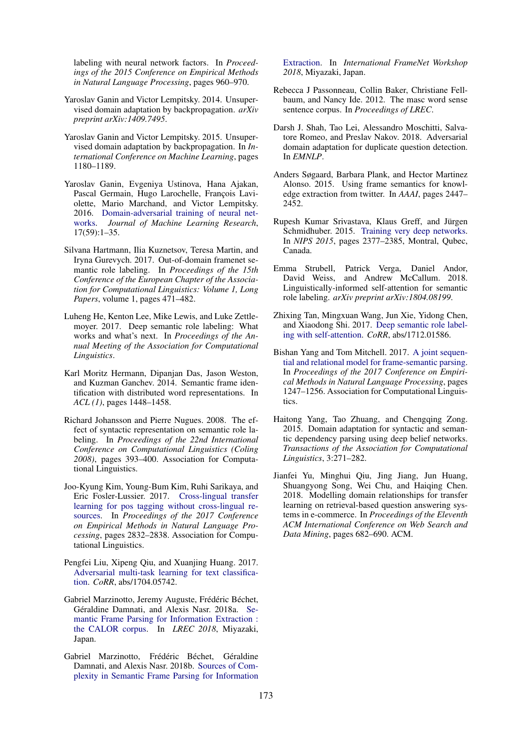labeling with neural network factors. In *Proceedings of the 2015 Conference on Empirical Methods in Natural Language Processing*, pages 960–970.

Yaroslav Ganin and Victor Lempitsky. 2014. Unsupervised domain adaptation by backpropagation. *arXiv preprint arXiv:1409.7495*.

Yaroslav Ganin and Victor Lempitsky. 2015. Unsupervised domain adaptation by backpropagation. In *International Conference on Machine Learning*, pages 1180–1189.

Yaroslav Ganin, Evgeniya Ustinova, Hana Ajakan, Pascal Germain, Hugo Larochelle, François Laviolette, Mario Marchand, and Victor Lempitsky. 2016. Domain-adversarial training of neural networks. *Journal of Machine Learning Research*, 17(59):1–35.

Silvana Hartmann, Ilia Kuznetsov, Teresa Martin, and Iryna Gurevych. 2017. Out-of-domain framenet semantic role labeling. In *Proceedings of the 15th Conference of the European Chapter of the Association for Computational Linguistics: Volume 1, Long Papers*, volume 1, pages 471–482.

Luheng He, Kenton Lee, Mike Lewis, and Luke Zettlemoyer. 2017. Deep semantic role labeling: What works and what's next. In *Proceedings of the Annual Meeting of the Association for Computational Linguistics*.

Karl Moritz Hermann, Dipanjan Das, Jason Weston, and Kuzman Ganchev. 2014. Semantic frame identification with distributed word representations. In *ACL (1)*, pages 1448–1458.

Richard Johansson and Pierre Nugues. 2008. The effect of syntactic representation on semantic role labeling. In *Proceedings of the 22nd International Conference on Computational Linguistics (Coling 2008)*, pages 393–400. Association for Computational Linguistics.

Joo-Kyung Kim, Young-Bum Kim, Ruhi Sarikaya, and Eric Fosler-Lussier. 2017. Cross-lingual transfer learning for pos tagging without cross-lingual resources. In *Proceedings of the 2017 Conference on Empirical Methods in Natural Language Processing*, pages 2832–2838. Association for Computational Linguistics.

Pengfei Liu, Xipeng Qiu, and Xuanjing Huang. 2017. Adversarial multi-task learning for text classification. *CoRR*, abs/1704.05742.

Gabriel Marzinotto, Jeremy Auguste, Frédéric Béchet, Géraldine Damnati, and Alexis Nasr. 2018a. Semantic Frame Parsing for Information Extraction : the CALOR corpus. In *LREC 2018*, Miyazaki, Japan.

Gabriel Marzinotto, Frédéric Béchet, Géraldine Damnati, and Alexis Nasr. 2018b. Sources of Complexity in Semantic Frame Parsing for Information Extraction. In *International FrameNet Workshop 2018*, Miyazaki, Japan.

Rebecca J Passonneau, Collin Baker, Christiane Fellbaum, and Nancy Ide. 2012. The masc word sense sentence corpus. In *Proceedings of LREC*.

Darsh J. Shah, Tao Lei, Alessandro Moschitti, Salvatore Romeo, and Preslav Nakov. 2018. Adversarial domain adaptation for duplicate question detection. In *EMNLP*.

Anders Søgaard, Barbara Plank, and Hector Martinez Alonso. 2015. Using frame semantics for knowledge extraction from twitter. In *AAAI*, pages 2447–2452.

Rupesh Kumar Srivastava, Klaus Greff, and Jürgen Schmidhuber. 2015. Training very deep networks. In *NIPS 2015*, pages 2377–2385, Montral, Qubec, Canada.

Emma Strubell, Patrick Verga, Daniel Andor, David Weiss, and Andrew McCallum. 2018. Linguistically-informed self-attention for semantic role labeling. *arXiv preprint arXiv:1804.08199*.

Zhixing Tan, Mingxuan Wang, Jun Xie, Yidong Chen, and Xiaodong Shi. 2017. Deep semantic role labeling with self-attention. *CoRR*, abs/1712.01586.

Bishan Yang and Tom Mitchell. 2017. A joint sequential and relational model for frame-semantic parsing. In *Proceedings of the 2017 Conference on Empirical Methods in Natural Language Processing*, pages 1247–1256. Association for Computational Linguistics.

Haitong Yang, Tao Zhuang, and Chengqing Zong. 2015. Domain adaptation for syntactic and semantic dependency parsing using deep belief networks. *Transactions of the Association for Computational Linguistics*, 3:271–282.

Jianfei Yu, Minghui Qiu, Jing Jiang, Jun Huang, Shuangyong Song, Wei Chu, and Haiqing Chen. 2018. Modelling domain relationships for transfer learning on retrieval-based question answering systems in e-commerce. In *Proceedings of the Eleventh ACM International Conference on Web Search and Data Mining*, pages 682–690. ACM.